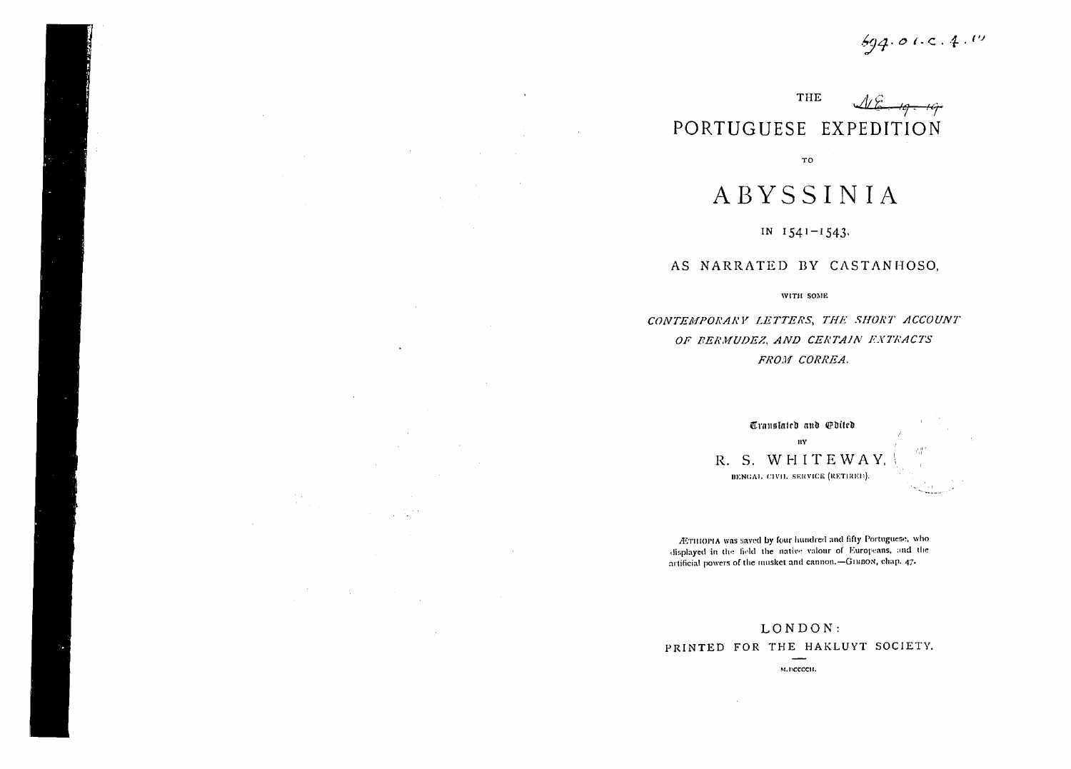# THE PORTUGUESE EXPEDITION

TO

# ABYSSINIA

IN 1541–1543,

AS NARRATED BY CASTANHOSO,

WITH SOME

*CONTEMPORARY LETTERS, THE SHORT ACCOUNT OF BERMUDEZ, AND CERTAIN EXTRACTS FROM CORREA.*

Translated and Edited

BY

R. S. WHITEWAY,

BENGAL CIVIL SERVICE (RETIRED).

ÆTHIOPIA was saved by four hundred and fifty Portuguese, who displayed in the field the native valour of Europeans, and the artificial powers of the musket and cannon.—GIBBON, chap. 47.

LONDON:
PRINTED FOR THE HAKLUYT SOCIETY.

M.DCCCCII.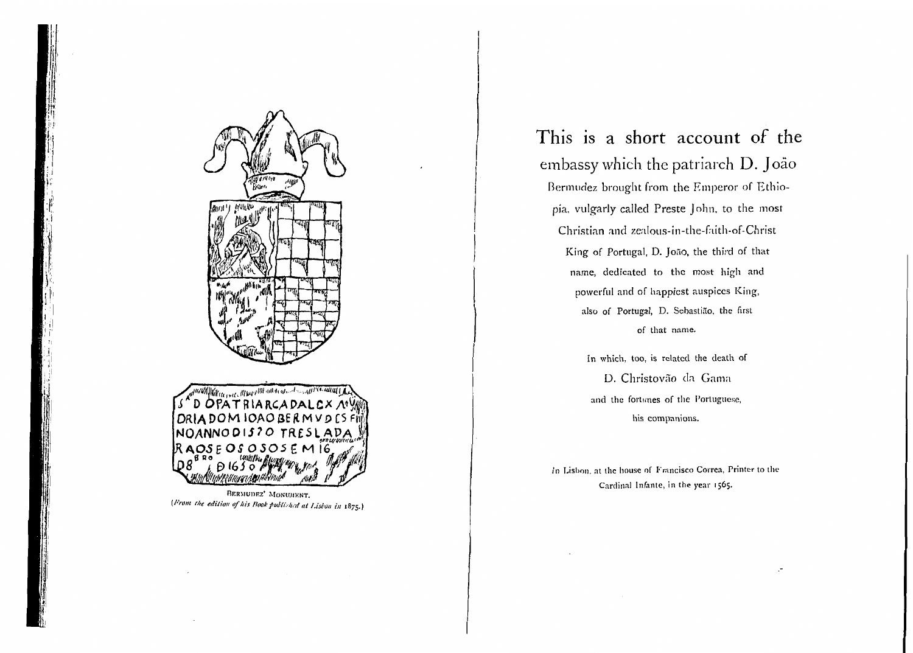S D OPATRIARCA DALCX AN DRIA DOM IOAO BERMVDES FI NO ANNO D 1570 TRESLADA RAOSE OS OSOS EM 16 D 8BRO D 1650

BERMUDEZ' MONUMENT.

*(From the edition of his Book published at Lisbon in 1875.)*

# This is a short account of the embassy which the patriarch D. João Bermudez brought from the Emperor of Ethiopia, vulgarly called Preste John, to the most Christian and zealous-in-the-faith-of-Christ King of Portugal, D. João, the third of that name, dedicated to the most high and powerful and of happiest auspices King, also of Portugal, D. Sebastião, the first of that name.

In which, too, is related the death of

D. Christovão da Gama

and the fortunes of the Portuguese, his companions.

*In Lisbon, at the house of Francisco Correa, Printer to the Cardinal Infante, in the year 1565.*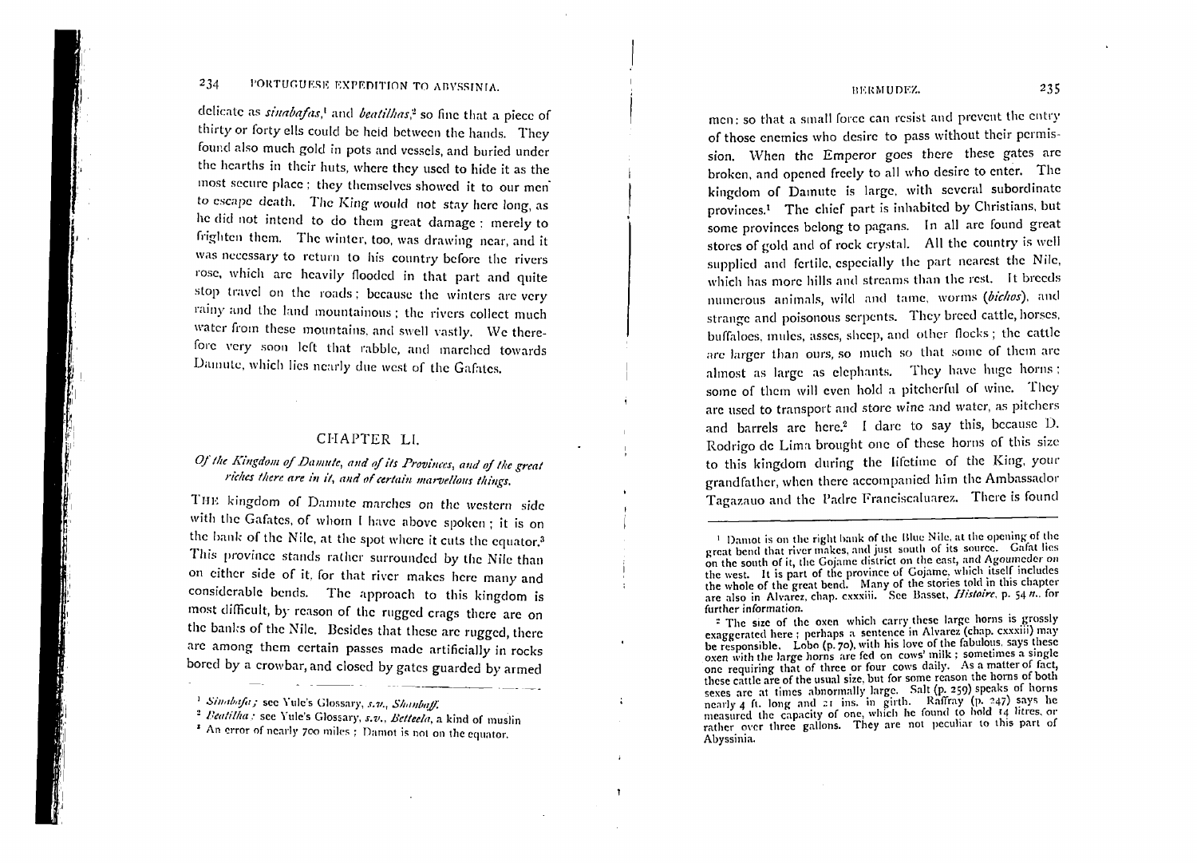delicate as *sinabafas*,[1] and *beatilhas*,[2] so fine that a piece of thirty or forty ells could be held between the hands. They found also much gold in pots and vessels, and buried under the hearths in their huts, where they used to hide it as the most secure place; they themselves showed it to our men to escape death. The King would not stay here long, as he did not intend to do them great damage: merely to frighten them. The winter, too, was drawing near, and it was necessary to return to his country before the rivers rose, which are heavily flooded in that part and quite stop travel on the roads; because the winters are very rainy and the land mountainous; the rivers collect much water from these mountains, and swell vastly. We therefore very soon left that rabble, and marched towards Damute, which lies nearly due west of the Gafates.

## CHAPTER LI.

### *Of the Kingdom of Damute, and of its Provinces, and of the great riches there are in it, and of certain marvellous things.*

THE kingdom of Damute marches on the western side with the Gafates, of whom I have above spoken; it is on the bank of the Nile, at the spot where it cuts the equator.[3] This province stands rather surrounded by the Nile than on either side of it, for that river makes here many and considerable bends. The approach to this kingdom is most difficult, by reason of the rugged crags there are on the banks of the Nile. Besides that these are rugged, there are among them certain passes made artificially in rocks bored by a crowbar, and closed by gates guarded by armed men: so that a small force can resist and prevent the entry of those enemies who desire to pass without their permission. When the Emperor goes there these gates are broken, and opened freely to all who desire to enter. The kingdom of Damute is large, with several subordinate provinces.[1] The chief part is inhabited by Christians, but some provinces belong to pagans. In all are found great stores of gold and of rock crystal. All the country is well supplied and fertile, especially the part nearest the Nile, which has more hills and streams than the rest. It breeds numerous animals, wild and tame, worms (*bichos*), and strange and poisonous serpents. They breed cattle, horses, buffaloes, mules, asses, sheep, and other flocks; the cattle are larger than ours, so much so that some of them are almost as large as elephants. They have huge horns; some of them will even hold a pitcherful of wine. They are used to transport and store wine and water, as pitchers and barrels are here.[2] I dare to say this, because D. Rodrigo de Lima brought one of these horns of this size to this kingdom during the lifetime of the King, your grandfather, when there accompanied him the Ambassador Tagazauo and the Padre Franciscaluarez. There is found

---

[1] *Sinabafa*; see Yule's Glossary, *s.v.*, *Shanbaff*.

[2] *Beatilha*: see Yule's Glossary, *s.v.*, *Betteela*, a kind of muslin

[3] An error of nearly 700 miles; Damot is not on the equator.

[1] Damot is on the right bank of the Blue Nile, at the opening of the great bend that river makes, and just south of its source. Gafat lies on the south of it, the Gojame district on the east, and Agoumeder on the west. It is part of the province of Gojame, which itself includes the whole of the great bend. Many of the stories told in this chapter are also in Alvarez, chap. cxxxiii. See Basset, *Histoire*, p. 54 *n.*, for further information.

[2] The size of the oxen which carry these large horns is grossly exaggerated here; perhaps a sentence in Alvarez (chap. cxxxiii) may be responsible. Lobo (p. 70), with his love of the fabulous, says these oxen with the large horns are fed on cows' milk; sometimes a single one requiring that of three or four cows daily. As a matter of fact, these cattle are of the usual size, but for some reason the horns of both sexes are at times abnormally large. Salt (p. 259) speaks of horns nearly 4 ft. long and 21 ins. in girth. Raffray (p. 247) says he measured the capacity of one, which he found to hold 14 litres, or rather over three gallons. They are not peculiar to this part of Abyssinia.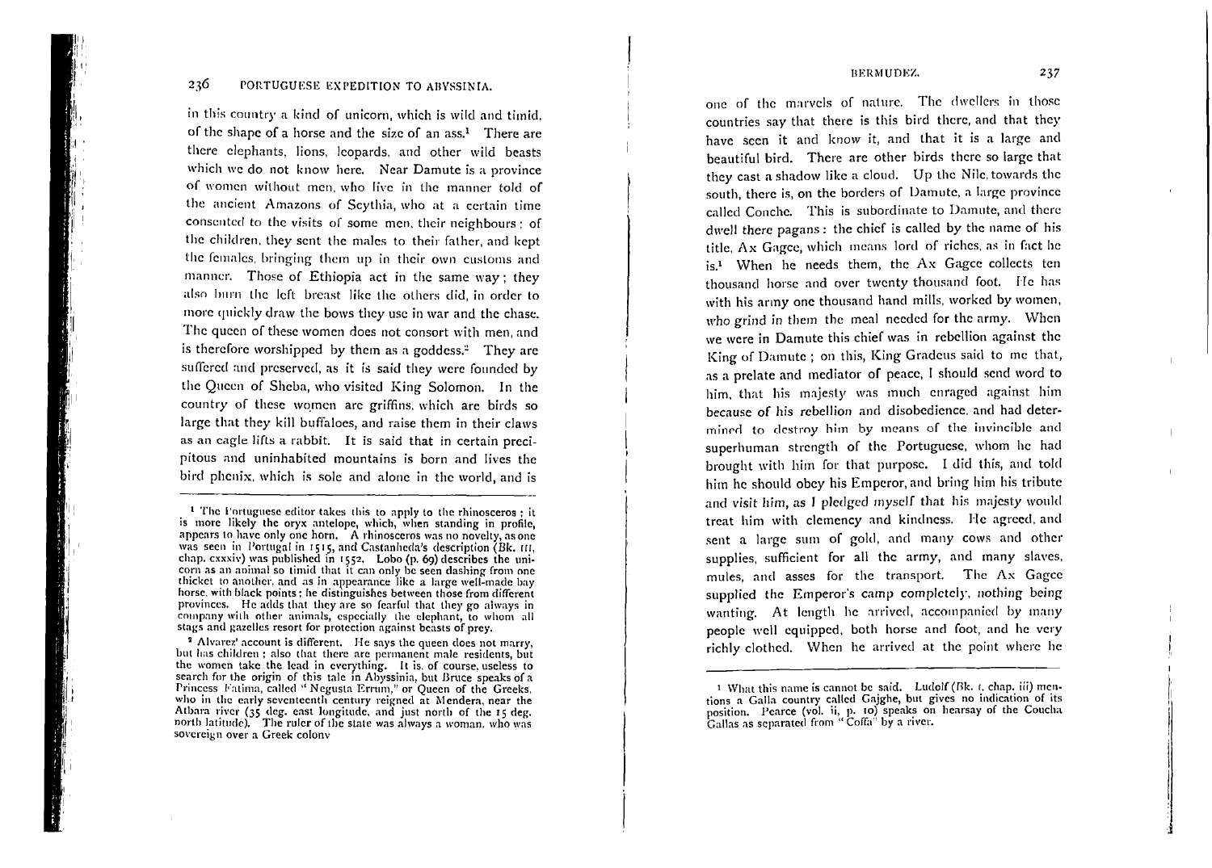in this country a kind of unicorn, which is wild and timid, of the shape of a horse and the size of an ass.[1] There are there elephants, lions, leopards, and other wild beasts which we do not know here. Near Damute is a province of women without men, who live in the manner told of the ancient Amazons of Scythia, who at a certain time consented to the visits of some men, their neighbours; of the children, they sent the males to their father, and kept the females, bringing them up in their own customs and manner. Those of Ethiopia act in the same way; they also burn the left breast like the others did, in order to more quickly draw the bows they use in war and the chase. The queen of these women does not consort with men, and is therefore worshipped by them as a goddess.[2] They are suffered and preserved, as it is said they were founded by the Queen of Sheba, who visited King Solomon. In the country of these women are griffins, which are birds so large that they kill buffaloes, and raise them in their claws as an eagle lifts a rabbit. It is said that in certain precipitous and uninhabited mountains is born and lives the bird phenix, which is sole and alone in the world, and is

[1] The Portuguese editor takes this to apply to the rhinosceros; it is more likely the oryx antelope, which, when standing in profile, appears to have only one horn. A rhinosceros was no novelty, as one was seen in Portugal in 1515, and Castanheda's description (Bk. III, chap. cxxxiv) was published in 1552. Lobo (p. 69) describes the unicorn as an animal so timid that it can only be seen dashing from one thicket to another, and as in appearance like a large well-made bay horse, with black points; he distinguishes between those from different provinces. He adds that they are so fearful that they go always in company with other animals, especially the elephant, to whom all stags and gazelles resort for protection against beasts of prey.

[2] Alvarez' account is different. He says the queen does not marry, but has children; also that there are permanent male residents, but the women take the lead in everything. It is, of course, useless to search for the origin of this tale in Abyssinia, but Bruce speaks of a Princess Fatima, called "Negusta Errum," or Queen of the Greeks, who in the early seventeenth century reigned at Mendera, near the Atbara river (35 deg. east longitude, and just north of the 15 deg. north latitude). The ruler of the state was always a woman, who was sovereign over a Greek colony

one of the marvels of nature. The dwellers in those countries say that there is this bird there, and that they have seen it and know it, and that it is a large and beautiful bird. There are other birds there so large that they cast a shadow like a cloud. Up the Nile, towards the south, there is, on the borders of Damute, a large province called Conche. This is subordinate to Damute, and there dwell there pagans: the chief is called by the name of his title, Ax Gagee, which means lord of riches, as in fact he is.[1] When he needs them, the Ax Gagee collects ten thousand horse and over twenty thousand foot. He has with his army one thousand hand mills, worked by women, who grind in them the meal needed for the army. When we were in Damute this chief was in rebellion against the King of Damute; on this, King Gradeus said to me that, as a prelate and mediator of peace, I should send word to him, that his majesty was much enraged against him because of his rebellion and disobedience, and had determined to destroy him by means of the invincible and superhuman strength of the Portuguese, whom he had brought with him for that purpose. I did this, and told him he should obey his Emperor, and bring him his tribute and visit him, as I pledged myself that his majesty would treat him with clemency and kindness. He agreed, and sent a large sum of gold, and many cows and other supplies, sufficient for all the army, and many slaves, mules, and asses for the transport. The Ax Gagee supplied the Emperor's camp completely, nothing being wanting. At length he arrived, accompanied by many people well equipped, both horse and foot, and he very richly clothed. When he arrived at the point where he

[1] What this name is cannot be said. Ludolf (Bk. I, chap. iii) mentions a Galla country called Gajghe, but gives no indication of its position. Pearce (vol. ii, p. 10) speaks on hearsay of the Coucha Gallas as separated from "Coffa" by a river.